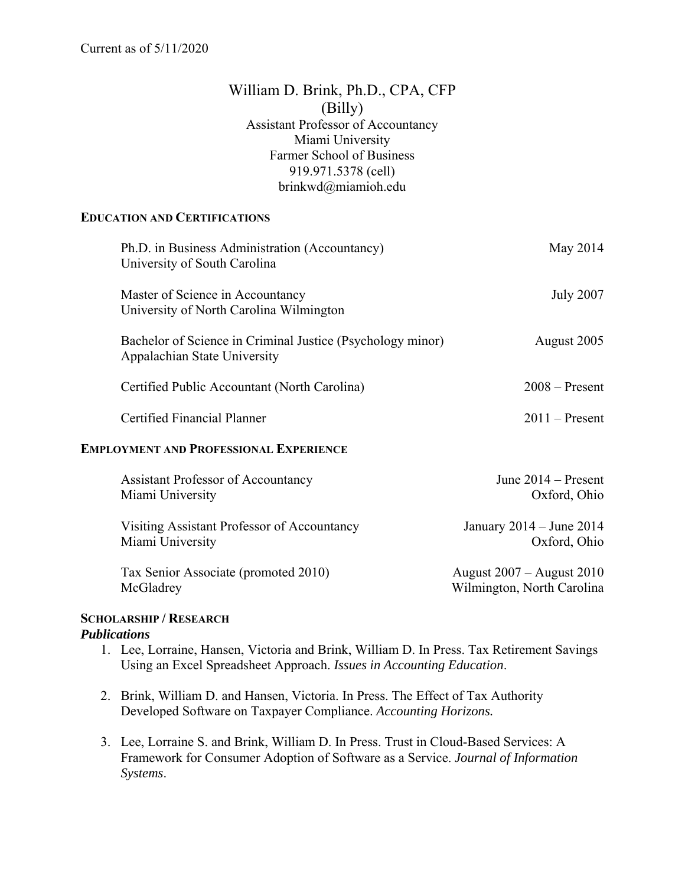Current as of 5/11/2020

# William D. Brink, Ph.D., CPA, CFP
(Billy)
Assistant Professor of Accountancy
Miami University
Farmer School of Business
919.971.5378 (cell)
brinkwd@miamioh.edu

## EDUCATION AND CERTIFICATIONS

Ph.D. in Business Administration (Accountancy) — May 2014
University of South Carolina

Master of Science in Accountancy — July 2007
University of North Carolina Wilmington

Bachelor of Science in Criminal Justice (Psychology minor) — August 2005
Appalachian State University

Certified Public Accountant (North Carolina) — 2008 – Present

Certified Financial Planner — 2011 – Present

## EMPLOYMENT AND PROFESSIONAL EXPERIENCE

Assistant Professor of Accountancy — June 2014 – Present
Miami University — Oxford, Ohio

Visiting Assistant Professor of Accountancy — January 2014 – June 2014
Miami University — Oxford, Ohio

Tax Senior Associate (promoted 2010) — August 2007 – August 2010
McGladrey — Wilmington, North Carolina

## SCHOLARSHIP / RESEARCH

### *Publications*

1. Lee, Lorraine, Hansen, Victoria and Brink, William D. In Press. Tax Retirement Savings Using an Excel Spreadsheet Approach. *Issues in Accounting Education*.

2. Brink, William D. and Hansen, Victoria. In Press. The Effect of Tax Authority Developed Software on Taxpayer Compliance. *Accounting Horizons.*

3. Lee, Lorraine S. and Brink, William D. In Press. Trust in Cloud-Based Services: A Framework for Consumer Adoption of Software as a Service. *Journal of Information Systems*.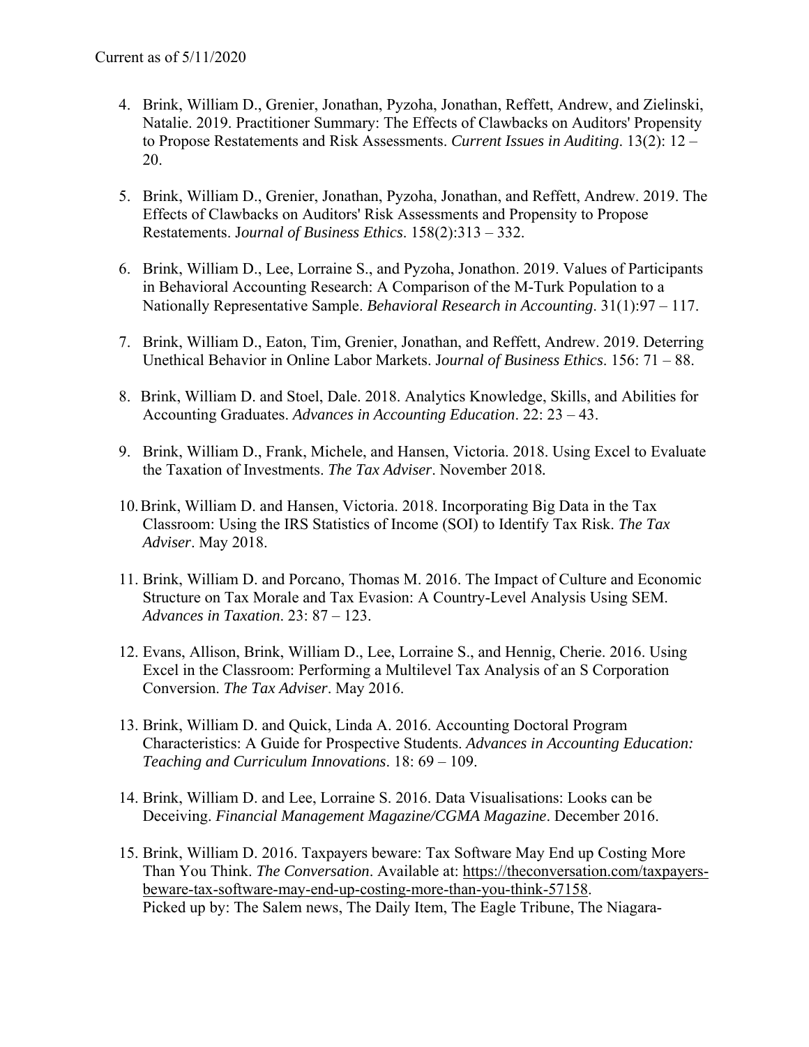4. Brink, William D., Grenier, Jonathan, Pyzoha, Jonathan, Reffett, Andrew, and Zielinski, Natalie. 2019. Practitioner Summary: The Effects of Clawbacks on Auditors' Propensity to Propose Restatements and Risk Assessments. *Current Issues in Auditing*. 13(2): 12 – 20.

5. Brink, William D., Grenier, Jonathan, Pyzoha, Jonathan, and Reffett, Andrew. 2019. The Effects of Clawbacks on Auditors' Risk Assessments and Propensity to Propose Restatements. J*ournal of Business Ethics*. 158(2):313 – 332.

6. Brink, William D., Lee, Lorraine S., and Pyzoha, Jonathon. 2019. Values of Participants in Behavioral Accounting Research: A Comparison of the M-Turk Population to a Nationally Representative Sample. *Behavioral Research in Accounting*. 31(1):97 – 117.

7. Brink, William D., Eaton, Tim, Grenier, Jonathan, and Reffett, Andrew. 2019. Deterring Unethical Behavior in Online Labor Markets. J*ournal of Business Ethics*. 156: 71 – 88.

8. Brink, William D. and Stoel, Dale. 2018. Analytics Knowledge, Skills, and Abilities for Accounting Graduates. *Advances in Accounting Education*. 22: 23 – 43.

9. Brink, William D., Frank, Michele, and Hansen, Victoria. 2018. Using Excel to Evaluate the Taxation of Investments. *The Tax Adviser*. November 2018.

10. Brink, William D. and Hansen, Victoria. 2018. Incorporating Big Data in the Tax Classroom: Using the IRS Statistics of Income (SOI) to Identify Tax Risk. *The Tax Adviser*. May 2018.

11. Brink, William D. and Porcano, Thomas M. 2016. The Impact of Culture and Economic Structure on Tax Morale and Tax Evasion: A Country-Level Analysis Using SEM. *Advances in Taxation*. 23: 87 – 123.

12. Evans, Allison, Brink, William D., Lee, Lorraine S., and Hennig, Cherie. 2016. Using Excel in the Classroom: Performing a Multilevel Tax Analysis of an S Corporation Conversion. *The Tax Adviser*. May 2016.

13. Brink, William D. and Quick, Linda A. 2016. Accounting Doctoral Program Characteristics: A Guide for Prospective Students. *Advances in Accounting Education: Teaching and Curriculum Innovations*. 18: 69 – 109.

14. Brink, William D. and Lee, Lorraine S. 2016. Data Visualisations: Looks can be Deceiving. *Financial Management Magazine/CGMA Magazine*. December 2016.

15. Brink, William D. 2016. Taxpayers beware: Tax Software May End up Costing More Than You Think. *The Conversation*. Available at: https://theconversation.com/taxpayers-beware-tax-software-may-end-up-costing-more-than-you-think-57158.
    Picked up by: The Salem news, The Daily Item, The Eagle Tribune, The Niagara-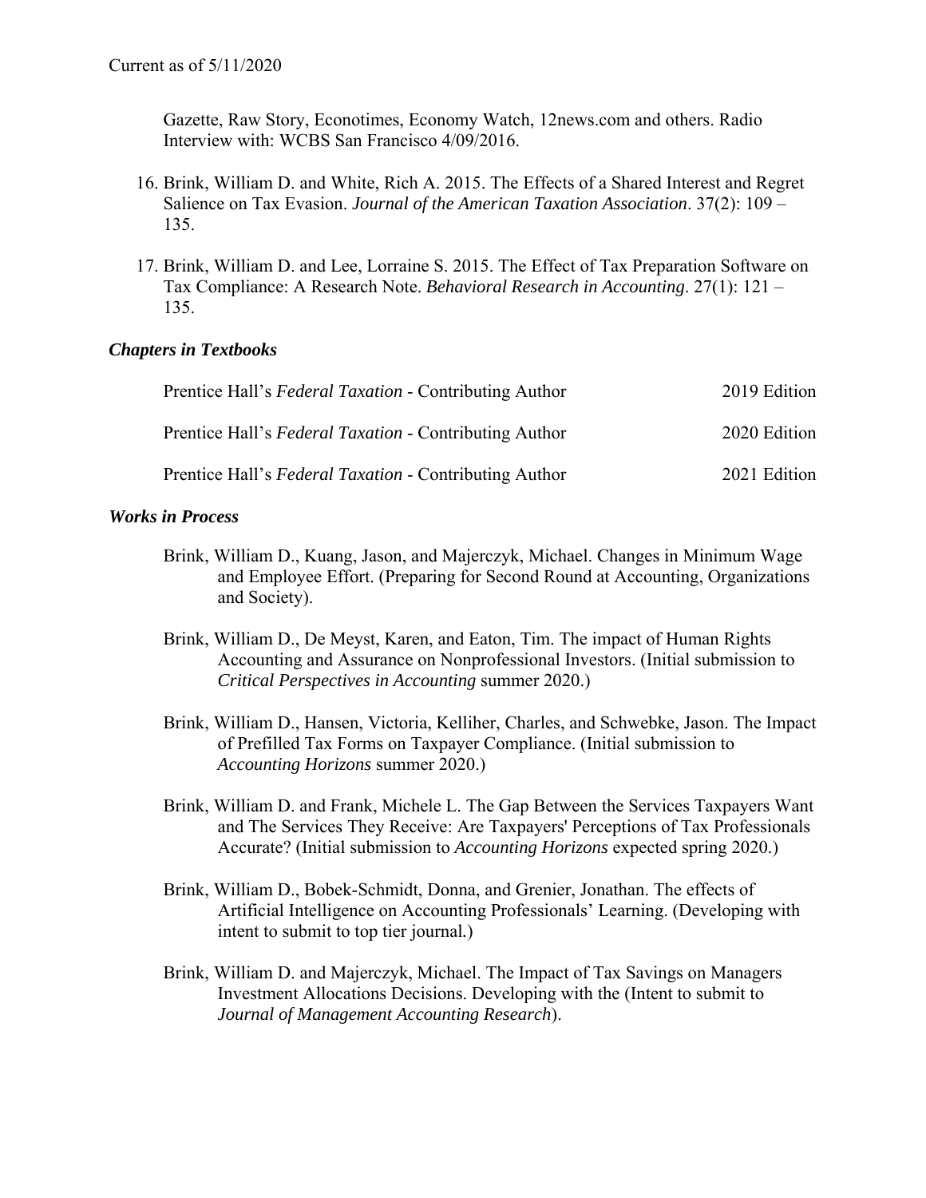Gazette, Raw Story, Econotimes, Economy Watch, 12news.com and others. Radio Interview with: WCBS San Francisco 4/09/2016.

16. Brink, William D. and White, Rich A. 2015. The Effects of a Shared Interest and Regret Salience on Tax Evasion. *Journal of the American Taxation Association*. 37(2): 109 – 135.

17. Brink, William D. and Lee, Lorraine S. 2015. The Effect of Tax Preparation Software on Tax Compliance: A Research Note. *Behavioral Research in Accounting*. 27(1): 121 – 135.

### *Chapters in Textbooks*

| | |
|---|---|
| Prentice Hall's *Federal Taxation* - Contributing Author | 2019 Edition |
| Prentice Hall's *Federal Taxation* - Contributing Author | 2020 Edition |
| Prentice Hall's *Federal Taxation* - Contributing Author | 2021 Edition |

### *Works in Process*

Brink, William D., Kuang, Jason, and Majerczyk, Michael. Changes in Minimum Wage and Employee Effort. (Preparing for Second Round at Accounting, Organizations and Society).

Brink, William D., De Meyst, Karen, and Eaton, Tim. The impact of Human Rights Accounting and Assurance on Nonprofessional Investors. (Initial submission to *Critical Perspectives in Accounting* summer 2020.)

Brink, William D., Hansen, Victoria, Kelliher, Charles, and Schwebke, Jason. The Impact of Prefilled Tax Forms on Taxpayer Compliance. (Initial submission to *Accounting Horizons* summer 2020.)

Brink, William D. and Frank, Michele L. The Gap Between the Services Taxpayers Want and The Services They Receive: Are Taxpayers' Perceptions of Tax Professionals Accurate? (Initial submission to *Accounting Horizons* expected spring 2020.)

Brink, William D., Bobek-Schmidt, Donna, and Grenier, Jonathan. The effects of Artificial Intelligence on Accounting Professionals' Learning. (Developing with intent to submit to top tier journal.)

Brink, William D. and Majerczyk, Michael. The Impact of Tax Savings on Managers Investment Allocations Decisions. Developing with the (Intent to submit to *Journal of Management Accounting Research*).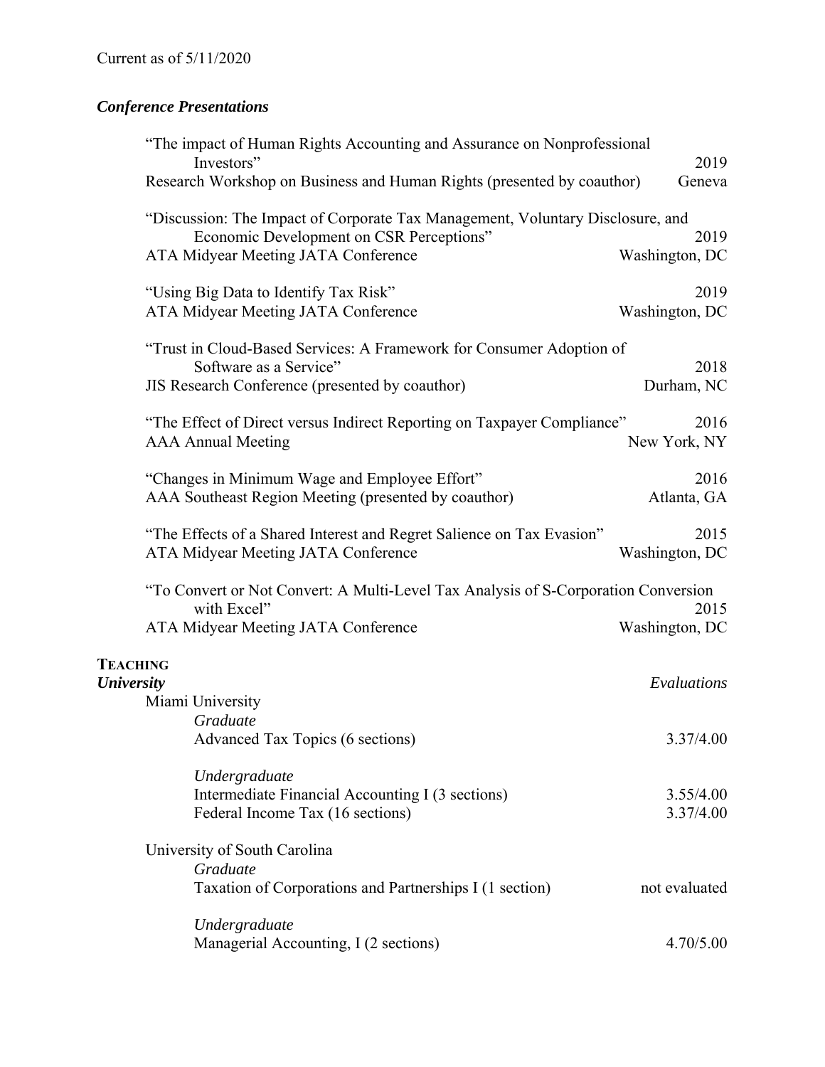Current as of 5/11/2020

### *Conference Presentations*

"The impact of Human Rights Accounting and Assurance on Nonprofessional Investors" — 2019
Research Workshop on Business and Human Rights (presented by coauthor) — Geneva

"Discussion: The Impact of Corporate Tax Management, Voluntary Disclosure, and Economic Development on CSR Perceptions" — 2019
ATA Midyear Meeting JATA Conference — Washington, DC

"Using Big Data to Identify Tax Risk" — 2019
ATA Midyear Meeting JATA Conference — Washington, DC

"Trust in Cloud-Based Services: A Framework for Consumer Adoption of Software as a Service" — 2018
JIS Research Conference (presented by coauthor) — Durham, NC

"The Effect of Direct versus Indirect Reporting on Taxpayer Compliance" — 2016
AAA Annual Meeting — New York, NY

"Changes in Minimum Wage and Employee Effort" — 2016
AAA Southeast Region Meeting (presented by coauthor) — Atlanta, GA

"The Effects of a Shared Interest and Regret Salience on Tax Evasion" — 2015
ATA Midyear Meeting JATA Conference — Washington, DC

"To Convert or Not Convert: A Multi-Level Tax Analysis of S-Corporation Conversion with Excel" — 2015
ATA Midyear Meeting JATA Conference — Washington, DC

## TEACHING

### *University*

| | *Evaluations* |
|---|---|
| Miami University | |
| *Graduate* | |
| Advanced Tax Topics (6 sections) | 3.37/4.00 |
| *Undergraduate* | |
| Intermediate Financial Accounting I (3 sections) | 3.55/4.00 |
| Federal Income Tax (16 sections) | 3.37/4.00 |
| University of South Carolina | |
| *Graduate* | |
| Taxation of Corporations and Partnerships I (1 section) | not evaluated |
| *Undergraduate* | |
| Managerial Accounting, I (2 sections) | 4.70/5.00 |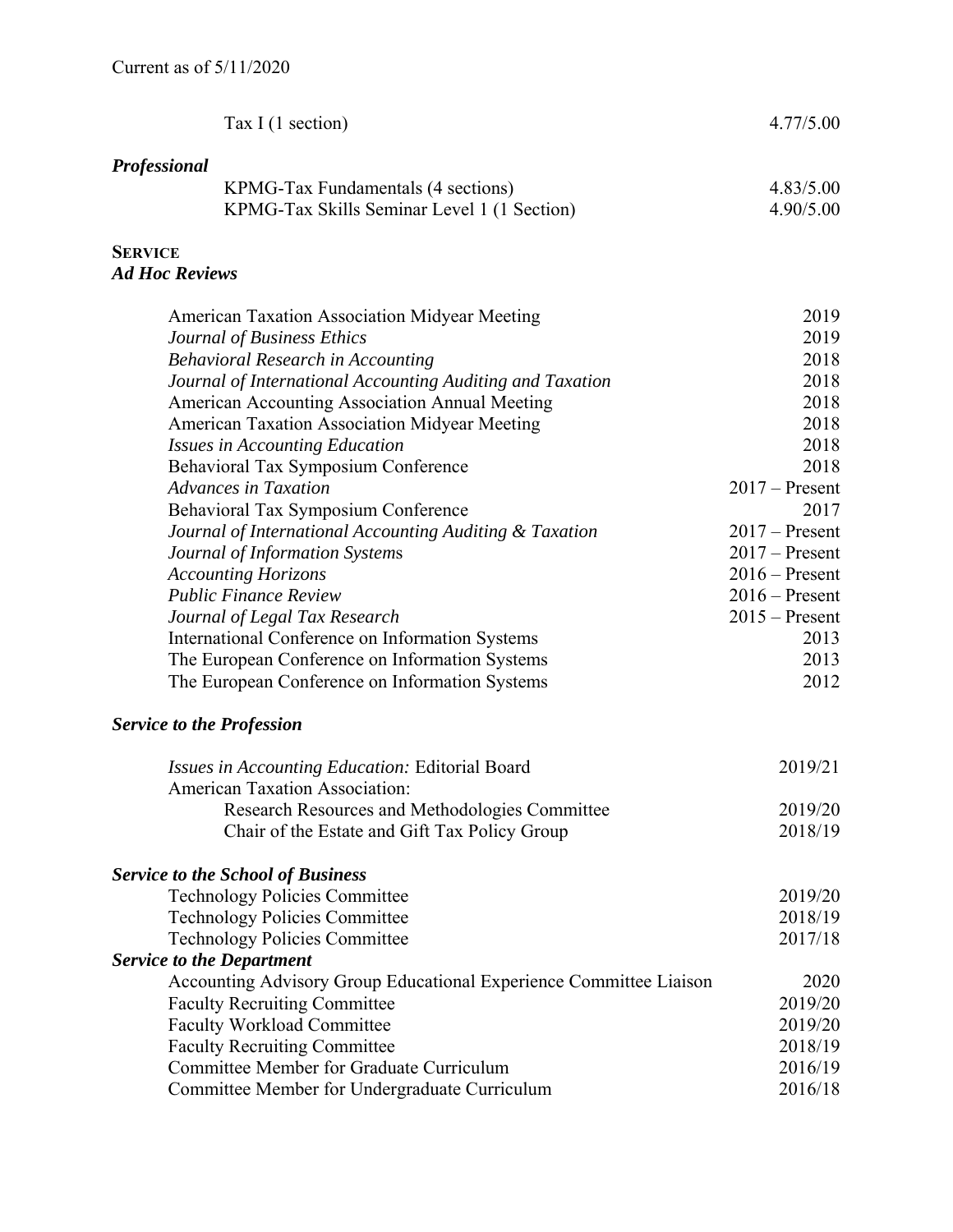Tax I (1 section) 4.77/5.00

***Professional***

| | |
|---|---|
| KPMG-Tax Fundamentals (4 sections) | 4.83/5.00 |
| KPMG-Tax Skills Seminar Level 1 (1 Section) | 4.90/5.00 |

## SERVICE

### *Ad Hoc Reviews*

| | |
|---|---|
| American Taxation Association Midyear Meeting | 2019 |
| *Journal of Business Ethics* | 2019 |
| *Behavioral Research in Accounting* | 2018 |
| *Journal of International Accounting Auditing and Taxation* | 2018 |
| American Accounting Association Annual Meeting | 2018 |
| American Taxation Association Midyear Meeting | 2018 |
| *Issues in Accounting Education* | 2018 |
| Behavioral Tax Symposium Conference | 2018 |
| *Advances in Taxation* | 2017 – Present |
| Behavioral Tax Symposium Conference | 2017 |
| *Journal of International Accounting Auditing & Taxation* | 2017 – Present |
| *Journal of Information Systems* | 2017 – Present |
| *Accounting Horizons* | 2016 – Present |
| *Public Finance Review* | 2016 – Present |
| *Journal of Legal Tax Research* | 2015 – Present |
| International Conference on Information Systems | 2013 |
| The European Conference on Information Systems | 2013 |
| The European Conference on Information Systems | 2012 |

### *Service to the Profession*

| | |
|---|---|
| *Issues in Accounting Education:* Editorial Board | 2019/21 |
| American Taxation Association: | |
| Research Resources and Methodologies Committee | 2019/20 |
| Chair of the Estate and Gift Tax Policy Group | 2018/19 |

### *Service to the School of Business*

| | |
|---|---|
| Technology Policies Committee | 2019/20 |
| Technology Policies Committee | 2018/19 |
| Technology Policies Committee | 2017/18 |

### *Service to the Department*

| | |
|---|---|
| Accounting Advisory Group Educational Experience Committee Liaison | 2020 |
| Faculty Recruiting Committee | 2019/20 |
| Faculty Workload Committee | 2019/20 |
| Faculty Recruiting Committee | 2018/19 |
| Committee Member for Graduate Curriculum | 2016/19 |
| Committee Member for Undergraduate Curriculum | 2016/18 |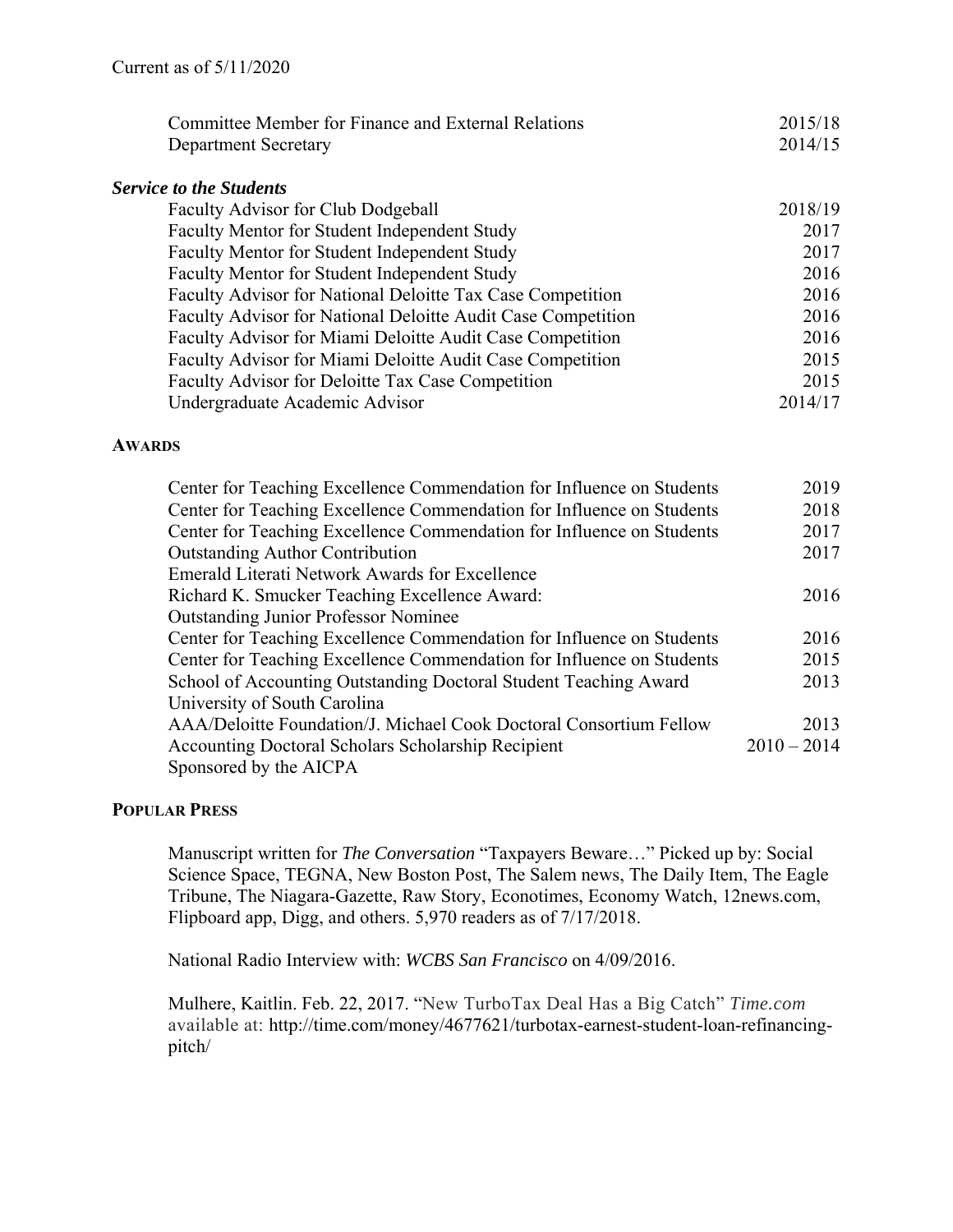| | |
|---|---|
| Committee Member for Finance and External Relations | 2015/18 |
| Department Secretary | 2014/15 |

***Service to the Students***

| | |
|---|---|
| Faculty Advisor for Club Dodgeball | 2018/19 |
| Faculty Mentor for Student Independent Study | 2017 |
| Faculty Mentor for Student Independent Study | 2017 |
| Faculty Mentor for Student Independent Study | 2016 |
| Faculty Advisor for National Deloitte Tax Case Competition | 2016 |
| Faculty Advisor for National Deloitte Audit Case Competition | 2016 |
| Faculty Advisor for Miami Deloitte Audit Case Competition | 2016 |
| Faculty Advisor for Miami Deloitte Audit Case Competition | 2015 |
| Faculty Advisor for Deloitte Tax Case Competition | 2015 |
| Undergraduate Academic Advisor | 2014/17 |

## AWARDS

| | |
|---|---|
| Center for Teaching Excellence Commendation for Influence on Students | 2019 |
| Center for Teaching Excellence Commendation for Influence on Students | 2018 |
| Center for Teaching Excellence Commendation for Influence on Students | 2017 |
| Outstanding Author Contribution<br>Emerald Literati Network Awards for Excellence | 2017 |
| Richard K. Smucker Teaching Excellence Award:<br>Outstanding Junior Professor Nominee | 2016 |
| Center for Teaching Excellence Commendation for Influence on Students | 2016 |
| Center for Teaching Excellence Commendation for Influence on Students | 2015 |
| School of Accounting Outstanding Doctoral Student Teaching Award<br>University of South Carolina | 2013 |
| AAA/Deloitte Foundation/J. Michael Cook Doctoral Consortium Fellow | 2013 |
| Accounting Doctoral Scholars Scholarship Recipient<br>Sponsored by the AICPA | 2010 – 2014 |

## POPULAR PRESS

Manuscript written for *The Conversation* "Taxpayers Beware…" Picked up by: Social Science Space, TEGNA, New Boston Post, The Salem news, The Daily Item, The Eagle Tribune, The Niagara-Gazette, Raw Story, Econotimes, Economy Watch, 12news.com, Flipboard app, Digg, and others. 5,970 readers as of 7/17/2018.

National Radio Interview with: *WCBS San Francisco* on 4/09/2016.

Mulhere, Kaitlin. Feb. 22, 2017. "New TurboTax Deal Has a Big Catch" *Time.com* available at: http://time.com/money/4677621/turbotax-earnest-student-loan-refinancing-pitch/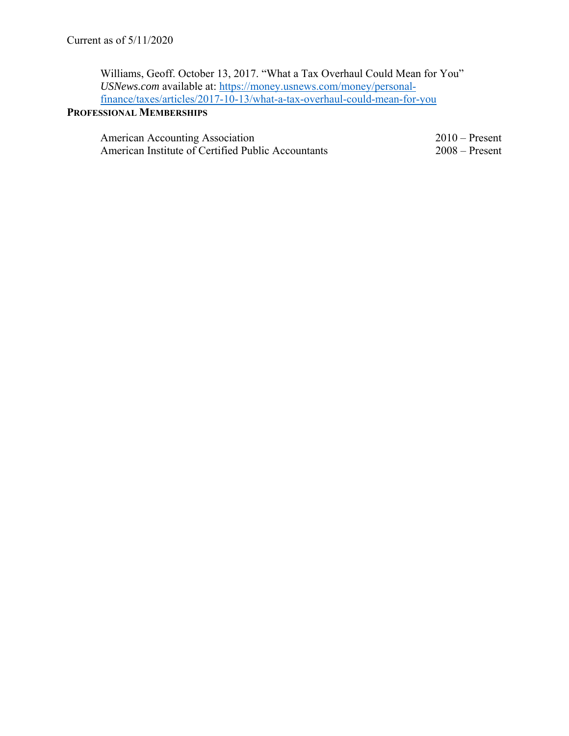Current as of 5/11/2020

Williams, Geoff. October 13, 2017. "What a Tax Overhaul Could Mean for You" *USNews.com* available at: https://money.usnews.com/money/personal-finance/taxes/articles/2017-10-13/what-a-tax-overhaul-could-mean-for-you

## Professional Memberships

| | |
|---|---|
| American Accounting Association | 2010 – Present |
| American Institute of Certified Public Accountants | 2008 – Present |